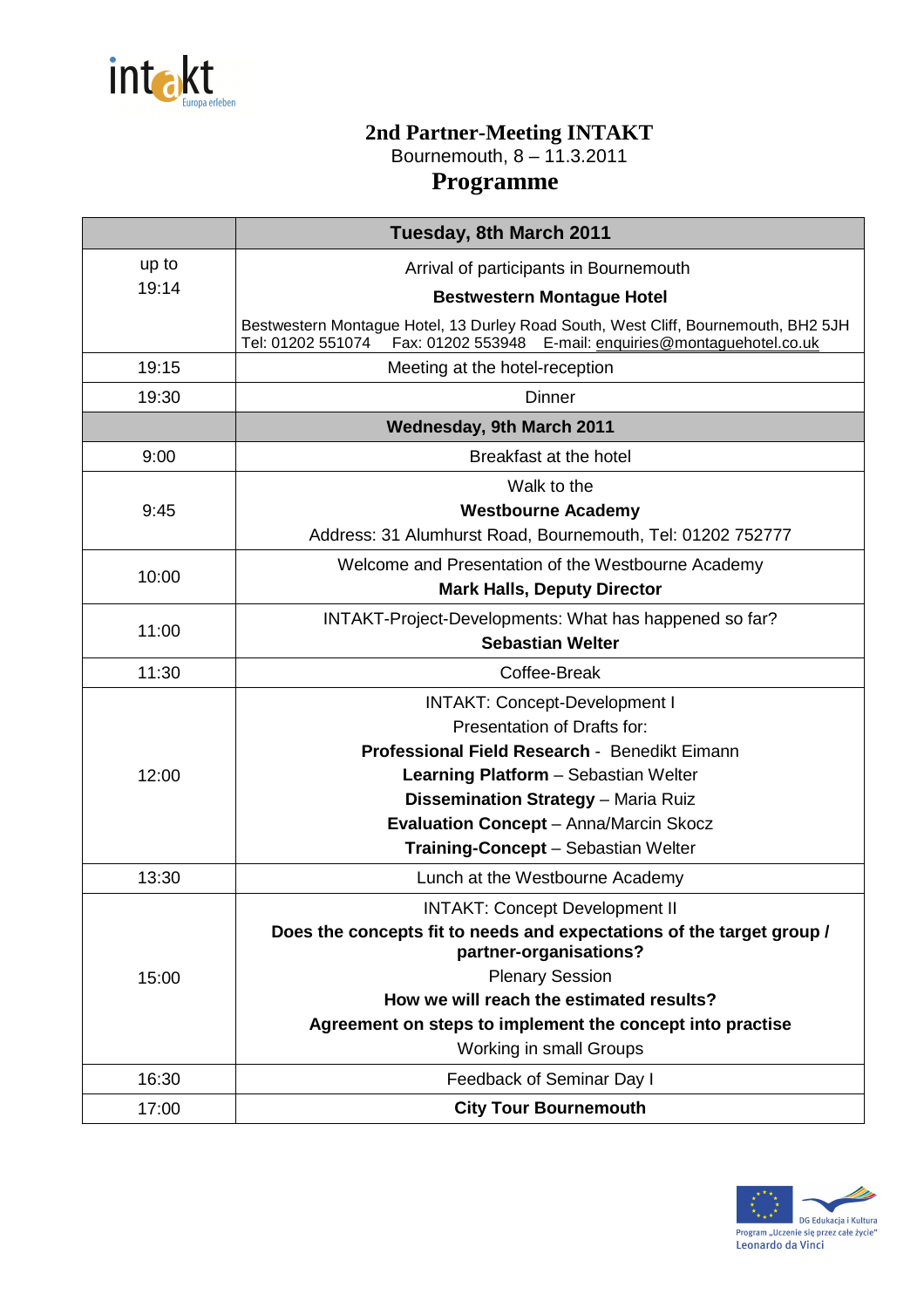intakt Europa erleben

# 2nd Partner-Meeting INTAKT

Bournemouth, 8 – 11.3.2011

## Programme

| | **Tuesday, 8th March 2011** |
|---|---|
| up to 19:14 | Arrival of participants in Bournemouth<br>**Bestwestern Montague Hotel**<br>Bestwestern Montague Hotel, 13 Durley Road South, West Cliff, Bournemouth, BH2 5JH Tel: 01202 551074 Fax: 01202 553948 E-mail: enquiries@montaguehotel.co.uk |
| 19:15 | Meeting at the hotel-reception |
| 19:30 | Dinner |
| | **Wednesday, 9th March 2011** |
| 9:00 | Breakfast at the hotel |
| 9:45 | Walk to the<br>**Westbourne Academy**<br>Address: 31 Alumhurst Road, Bournemouth, Tel: 01202 752777 |
| 10:00 | Welcome and Presentation of the Westbourne Academy<br>**Mark Halls, Deputy Director** |
| 11:00 | INTAKT-Project-Developments: What has happened so far?<br>**Sebastian Welter** |
| 11:30 | Coffee-Break |
| 12:00 | INTAKT: Concept-Development I<br>Presentation of Drafts for:<br>**Professional Field Research** - Benedikt Eimann<br>**Learning Platform** – Sebastian Welter<br>**Dissemination Strategy** – Maria Ruiz<br>**Evaluation Concept** – Anna/Marcin Skocz<br>**Training-Concept** – Sebastian Welter |
| 13:30 | Lunch at the Westbourne Academy |
| 15:00 | INTAKT: Concept Development II<br>**Does the concepts fit to needs and expectations of the target group / partner-organisations?**<br>Plenary Session<br>**How we will reach the estimated results?**<br>**Agreement on steps to implement the concept into practise**<br>Working in small Groups |
| 16:30 | Feedback of Seminar Day I |
| 17:00 | **City Tour Bournemouth** |

DG Edukacja i Kultura
Program „Uczenie się przez całe życie"
Leonardo da Vinci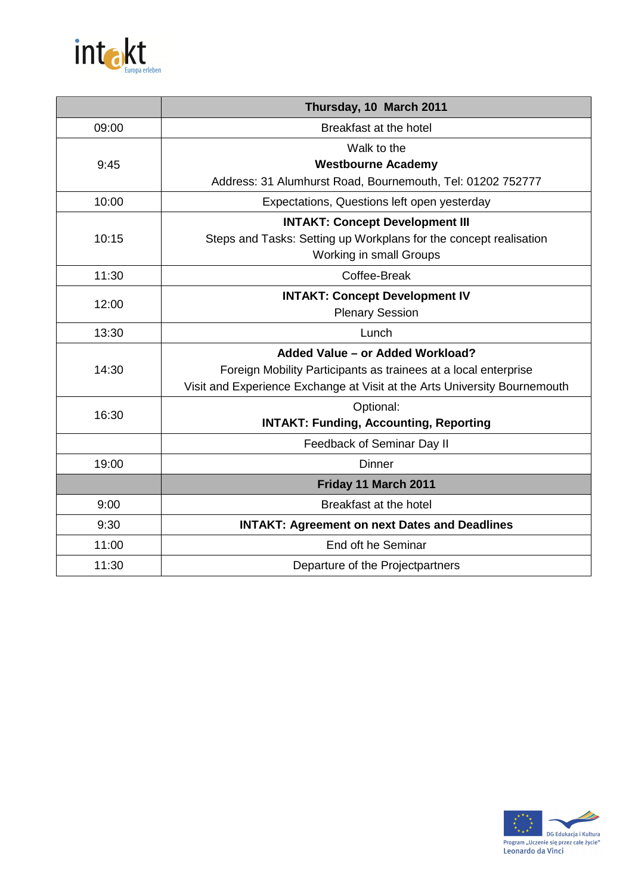| | Thursday, 10 March 2011 |
| --- | --- |
| 09:00 | Breakfast at the hotel |
| 9:45 | Walk to the **Westbourne Academy** Address: 31 Alumhurst Road, Bournemouth, Tel: 01202 752777 |
| 10:00 | Expectations, Questions left open yesterday |
| 10:15 | **INTAKT: Concept Development III** Steps and Tasks: Setting up Workplans for the concept realisation Working in small Groups |
| 11:30 | Coffee-Break |
| 12:00 | **INTAKT: Concept Development IV** Plenary Session |
| 13:30 | Lunch |
| 14:30 | **Added Value – or Added Workload?** Foreign Mobility Participants as trainees at a local enterprise Visit and Experience Exchange at Visit at the Arts University Bournemouth |
| 16:30 | Optional: **INTAKT: Funding, Accounting, Reporting** |
| | Feedback of Seminar Day II |
| 19:00 | Dinner |
| | **Friday 11 March 2011** |
| 9:00 | Breakfast at the hotel |
| 9:30 | **INTAKT: Agreement on next Dates and Deadlines** |
| 11:00 | End oft he Seminar |
| 11:30 | Departure of the Projectpartners |

DG Edukacja i Kultura
Program „Uczenie się przez całe życie"
Leonardo da Vinci